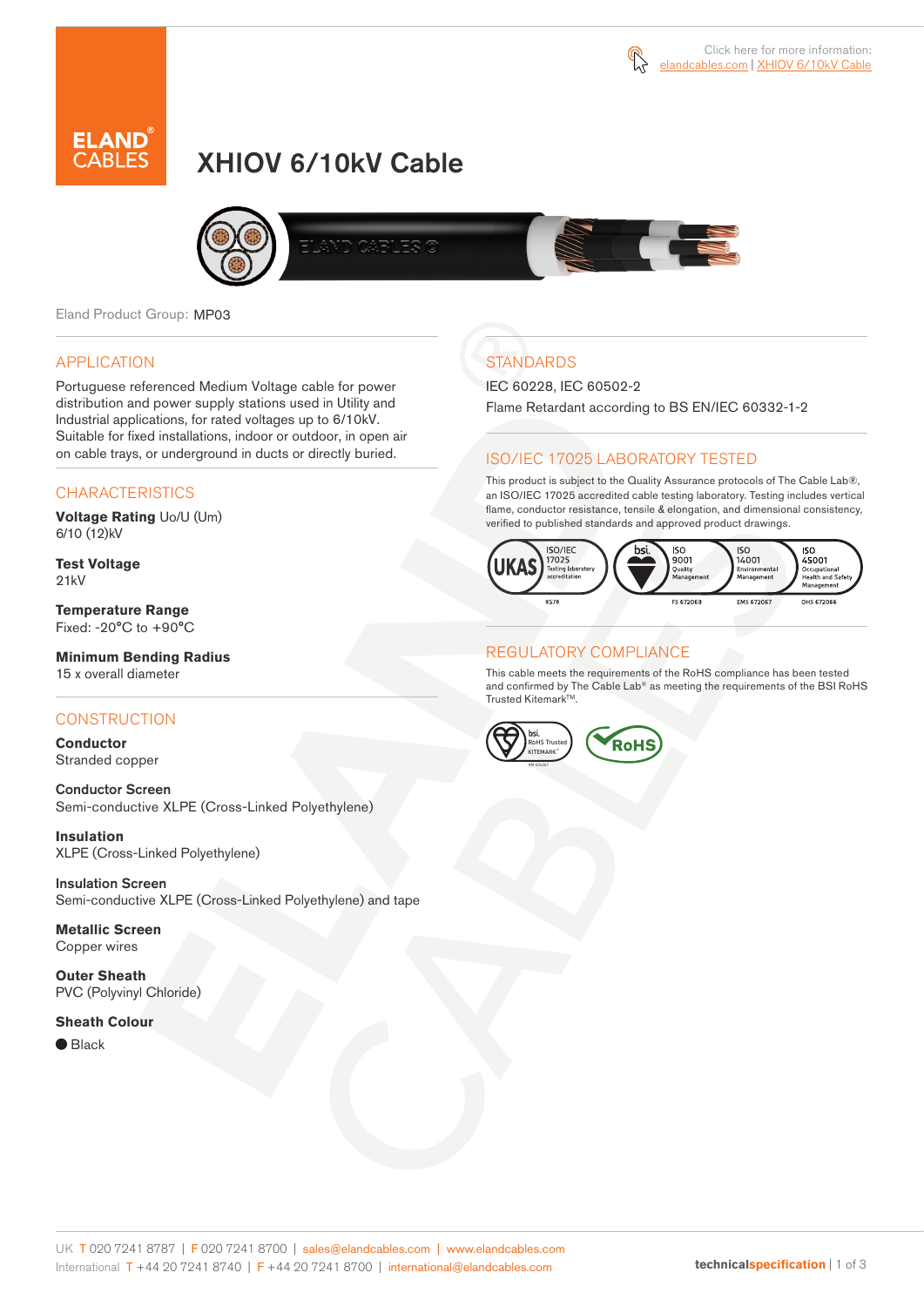Click here for more information: elandcables.com | XHIOV 6/10kV Cable

# XHIOV 6/10kV Cable

Eland Product Group: MP03

## APPLICATION

Portuguese referenced Medium Voltage cable for power distribution and power supply stations used in Utility and Industrial applications, for rated voltages up to 6/10kV. Suitable for fixed installations, indoor or outdoor, in open air on cable trays, or underground in ducts or directly buried.

## CHARACTERISTICS

**Voltage Rating** Uo/U (Um)
6/10 (12)kV

**Test Voltage**
21kV

**Temperature Range**
Fixed: -20°C to +90°C

**Minimum Bending Radius**
15 x overall diameter

## CONSTRUCTION

**Conductor**
Stranded copper

**Conductor Screen**
Semi-conductive XLPE (Cross-Linked Polyethylene)

**Insulation**
XLPE (Cross-Linked Polyethylene)

**Insulation Screen**
Semi-conductive XLPE (Cross-Linked Polyethylene) and tape

**Metallic Screen**
Copper wires

**Outer Sheath**
PVC (Polyvinyl Chloride)

**Sheath Colour**
● Black

## STANDARDS

IEC 60228, IEC 60502-2

Flame Retardant according to BS EN/IEC 60332-1-2

## ISO/IEC 17025 LABORATORY TESTED

This product is subject to the Quality Assurance protocols of The Cable Lab®, an ISO/IEC 17025 accredited cable testing laboratory. Testing includes vertical flame, conductor resistance, tensile & elongation, and dimensional consistency, verified to published standards and approved product drawings.

UKAS ISO/IEC 17025 Testing laboratory accreditation 8578 | bsi. ISO 9001 Quality Management FS 672069 | ISO 14001 Environmental Management EMS 672067 | ISO 45001 Occupational Health and Safety Management OHS 672066

## REGULATORY COMPLIANCE

This cable meets the requirements of the RoHS compliance has been tested and confirmed by The Cable Lab® as meeting the requirements of the BSI RoHS Trusted Kitemark™.

bsi. RoHS Trusted KITEMARK™ | RoHS

UK T 020 7241 8787 | F 020 7241 8700 | sales@elandcables.com | www.elandcables.com
International T +44 20 7241 8740 | F +44 20 7241 8700 | international@elandcables.com

technicalspecification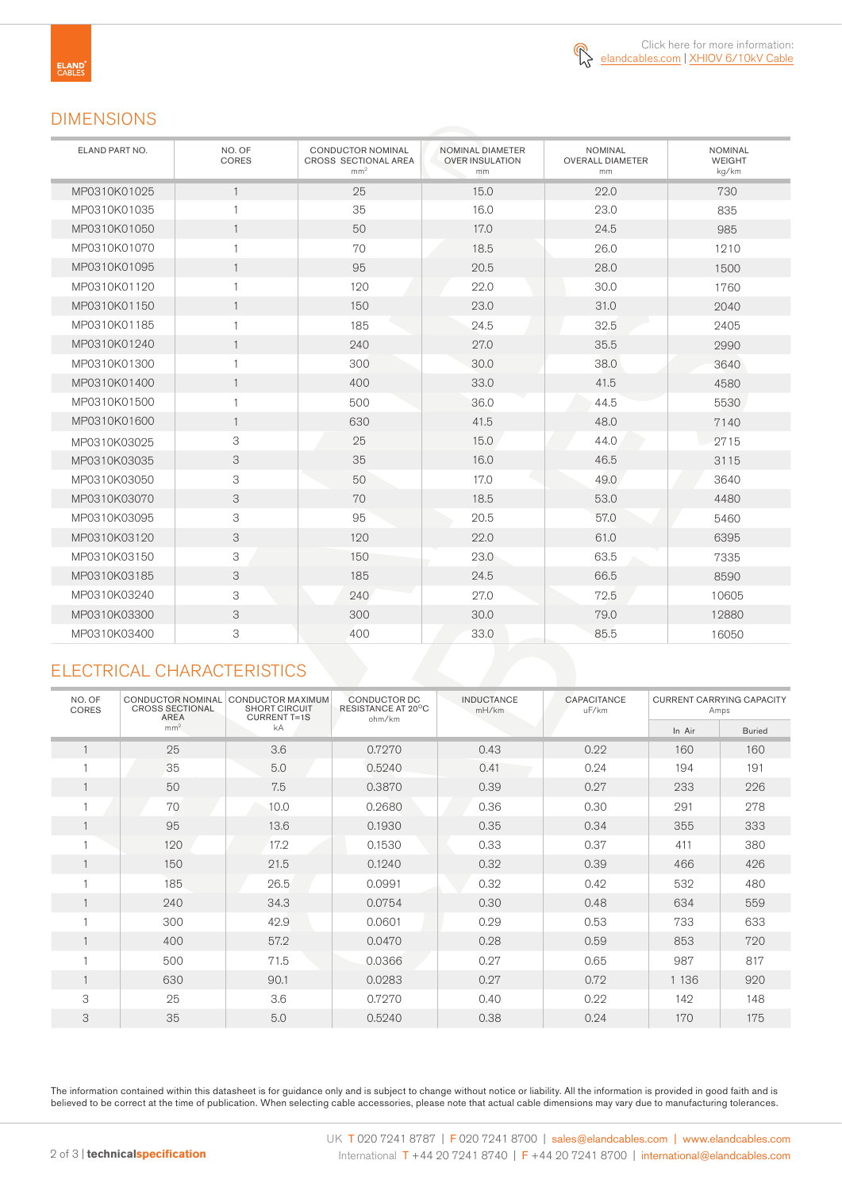Click here for more information: elandcables.com | XHIOV 6/10kV Cable

## DIMENSIONS

| ELAND PART NO. | NO. OF CORES | CONDUCTOR NOMINAL CROSS SECTIONAL AREA mm² | NOMINAL DIAMETER OVER INSULATION mm | NOMINAL OVERALL DIAMETER mm | NOMINAL WEIGHT kg/km |
|---|---|---|---|---|---|
| MP0310K01025 | 1 | 25 | 15.0 | 22.0 | 730 |
| MP0310K01035 | 1 | 35 | 16.0 | 23.0 | 835 |
| MP0310K01050 | 1 | 50 | 17.0 | 24.5 | 985 |
| MP0310K01070 | 1 | 70 | 18.5 | 26.0 | 1210 |
| MP0310K01095 | 1 | 95 | 20.5 | 28.0 | 1500 |
| MP0310K01120 | 1 | 120 | 22.0 | 30.0 | 1760 |
| MP0310K01150 | 1 | 150 | 23.0 | 31.0 | 2040 |
| MP0310K01185 | 1 | 185 | 24.5 | 32.5 | 2405 |
| MP0310K01240 | 1 | 240 | 27.0 | 35.5 | 2990 |
| MP0310K01300 | 1 | 300 | 30.0 | 38.0 | 3640 |
| MP0310K01400 | 1 | 400 | 33.0 | 41.5 | 4580 |
| MP0310K01500 | 1 | 500 | 36.0 | 44.5 | 5530 |
| MP0310K01600 | 1 | 630 | 41.5 | 48.0 | 7140 |
| MP0310K03025 | 3 | 25 | 15.0 | 44.0 | 2715 |
| MP0310K03035 | 3 | 35 | 16.0 | 46.5 | 3115 |
| MP0310K03050 | 3 | 50 | 17.0 | 49.0 | 3640 |
| MP0310K03070 | 3 | 70 | 18.5 | 53.0 | 4480 |
| MP0310K03095 | 3 | 95 | 20.5 | 57.0 | 5460 |
| MP0310K03120 | 3 | 120 | 22.0 | 61.0 | 6395 |
| MP0310K03150 | 3 | 150 | 23.0 | 63.5 | 7335 |
| MP0310K03185 | 3 | 185 | 24.5 | 66.5 | 8590 |
| MP0310K03240 | 3 | 240 | 27.0 | 72.5 | 10605 |
| MP0310K03300 | 3 | 300 | 30.0 | 79.0 | 12880 |
| MP0310K03400 | 3 | 400 | 33.0 | 85.5 | 16050 |

## ELECTRICAL CHARACTERISTICS

| NO. OF CORES | CONDUCTOR NOMINAL CROSS SECTIONAL AREA mm² | CONDUCTOR MAXIMUM SHORT CIRCUIT CURRENT T=1S kA | CONDUCTOR DC RESISTANCE AT 20°C ohm/km | INDUCTANCE mH/km | CAPACITANCE uF/km | CURRENT CARRYING CAPACITY Amps | |
|---|---|---|---|---|---|---|---|
| | | | | | | In Air | Buried |
| 1 | 25 | 3.6 | 0.7270 | 0.43 | 0.22 | 160 | 160 |
| 1 | 35 | 5.0 | 0.5240 | 0.41 | 0.24 | 194 | 191 |
| 1 | 50 | 7.5 | 0.3870 | 0.39 | 0.27 | 233 | 226 |
| 1 | 70 | 10.0 | 0.2680 | 0.36 | 0.30 | 291 | 278 |
| 1 | 95 | 13.6 | 0.1930 | 0.35 | 0.34 | 355 | 333 |
| 1 | 120 | 17.2 | 0.1530 | 0.33 | 0.37 | 411 | 380 |
| 1 | 150 | 21.5 | 0.1240 | 0.32 | 0.39 | 466 | 426 |
| 1 | 185 | 26.5 | 0.0991 | 0.32 | 0.42 | 532 | 480 |
| 1 | 240 | 34.3 | 0.0754 | 0.30 | 0.48 | 634 | 559 |
| 1 | 300 | 42.9 | 0.0601 | 0.29 | 0.53 | 733 | 633 |
| 1 | 400 | 57.2 | 0.0470 | 0.28 | 0.59 | 853 | 720 |
| 1 | 500 | 71.5 | 0.0366 | 0.27 | 0.65 | 987 | 817 |
| 1 | 630 | 90.1 | 0.0283 | 0.27 | 0.72 | 1 136 | 920 |
| 3 | 25 | 3.6 | 0.7270 | 0.40 | 0.22 | 142 | 148 |
| 3 | 35 | 5.0 | 0.5240 | 0.38 | 0.24 | 170 | 175 |

The information contained within this datasheet is for guidance only and is subject to change without notice or liability. All the information is provided in good faith and is believed to be correct at the time of publication. When selecting cable accessories, please note that actual cable dimensions may vary due to manufacturing tolerances.

UK T 020 7241 8787 | F 020 7241 8700 | sales@elandcables.com | www.elandcables.com
International T +44 20 7241 8740 | F +44 20 7241 8700 | international@elandcables.com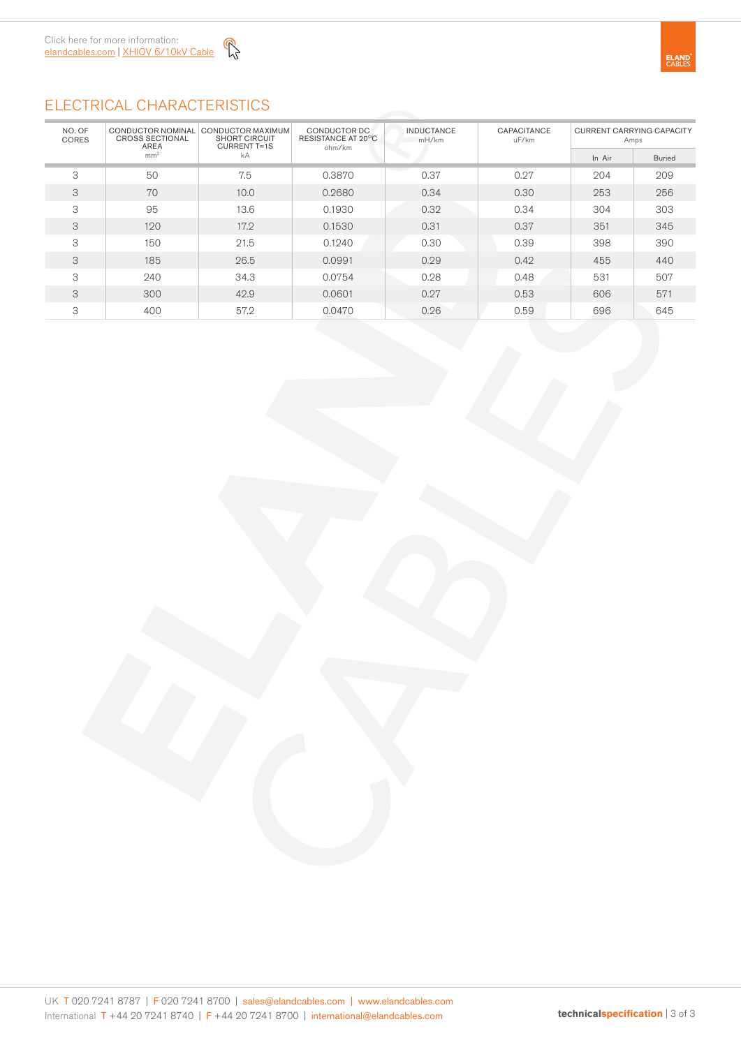Click here for more information:
elandcables.com | XHIOV 6/10kV Cable

## ELECTRICAL CHARACTERISTICS

| NO. OF CORES | CONDUCTOR NOMINAL CROSS SECTIONAL AREA mm² | CONDUCTOR MAXIMUM SHORT CIRCUIT CURRENT T=1S kA | CONDUCTOR DC RESISTANCE AT 20°C ohm/km | INDUCTANCE mH/km | CAPACITANCE uF/km | CURRENT CARRYING CAPACITY Amps | |
|---|---|---|---|---|---|---|---|
| | | | | | | In Air | Buried |
| 3 | 50 | 7.5 | 0.3870 | 0.37 | 0.27 | 204 | 209 |
| 3 | 70 | 10.0 | 0.2680 | 0.34 | 0.30 | 253 | 256 |
| 3 | 95 | 13.6 | 0.1930 | 0.32 | 0.34 | 304 | 303 |
| 3 | 120 | 17.2 | 0.1530 | 0.31 | 0.37 | 351 | 345 |
| 3 | 150 | 21.5 | 0.1240 | 0.30 | 0.39 | 398 | 390 |
| 3 | 185 | 26.5 | 0.0991 | 0.29 | 0.42 | 455 | 440 |
| 3 | 240 | 34.3 | 0.0754 | 0.28 | 0.48 | 531 | 507 |
| 3 | 300 | 42.9 | 0.0601 | 0.27 | 0.53 | 606 | 571 |
| 3 | 400 | 57.2 | 0.0470 | 0.26 | 0.59 | 696 | 645 |

UK T 020 7241 8787 | F 020 7241 8700 | sales@elandcables.com | www.elandcables.com
International T +44 20 7241 8740 | F +44 20 7241 8700 | international@elandcables.com